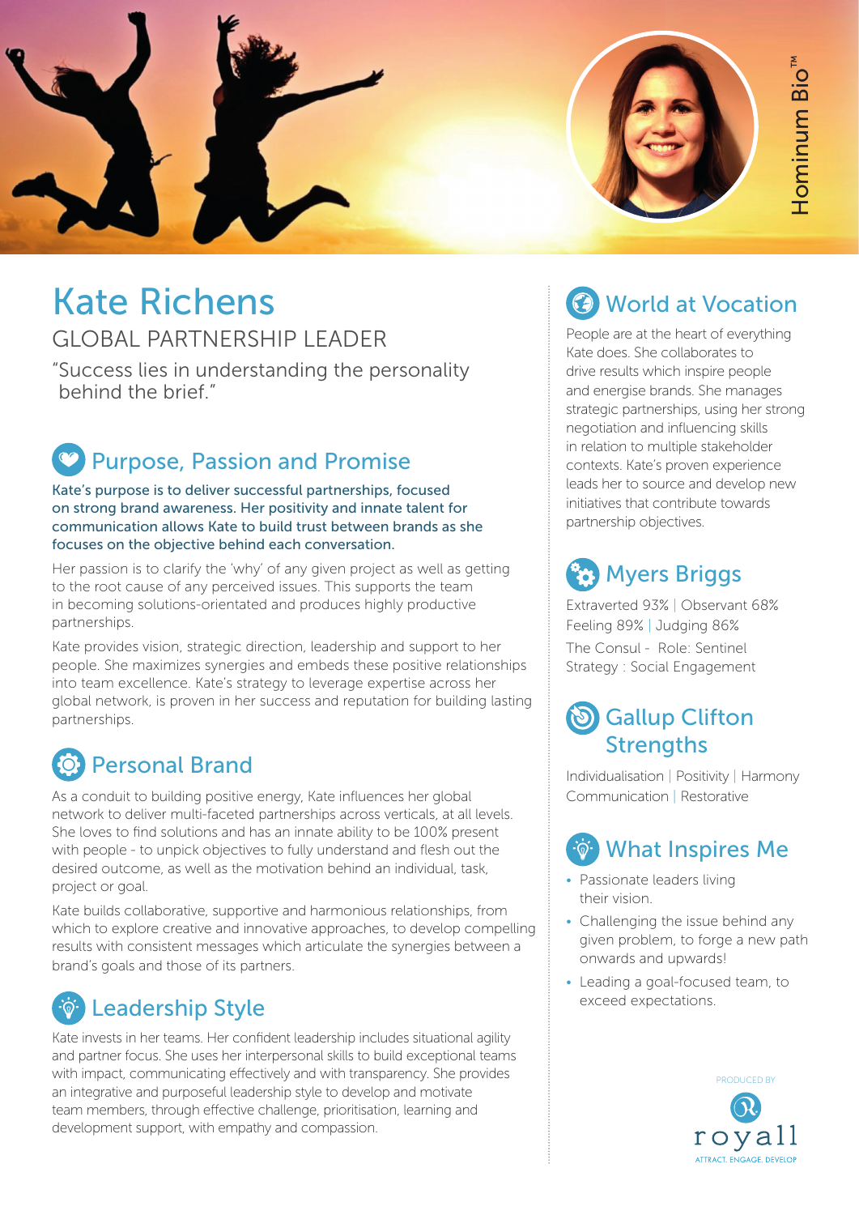Hominum Bio™

# Kate Richens

GLOBAL PARTNERSHIP LEADER

"Success lies in understanding the personality behind the brief."

## Purpose, Passion and Promise

Kate's purpose is to deliver successful partnerships, focused on strong brand awareness. Her positivity and innate talent for communication allows Kate to build trust between brands as she focuses on the objective behind each conversation.

Her passion is to clarify the 'why' of any given project as well as getting to the root cause of any perceived issues. This supports the team in becoming solutions-orientated and produces highly productive partnerships.

Kate provides vision, strategic direction, leadership and support to her people. She maximizes synergies and embeds these positive relationships into team excellence. Kate's strategy to leverage expertise across her global network, is proven in her success and reputation for building lasting partnerships.

## Personal Brand

As a conduit to building positive energy, Kate influences her global network to deliver multi-faceted partnerships across verticals, at all levels. She loves to find solutions and has an innate ability to be 100% present with people - to unpick objectives to fully understand and flesh out the desired outcome, as well as the motivation behind an individual, task, project or goal.

Kate builds collaborative, supportive and harmonious relationships, from which to explore creative and innovative approaches, to develop compelling results with consistent messages which articulate the synergies between a brand's goals and those of its partners.

## Leadership Style

Kate invests in her teams. Her confident leadership includes situational agility and partner focus. She uses her interpersonal skills to build exceptional teams with impact, communicating effectively and with transparency. She provides an integrative and purposeful leadership style to develop and motivate team members, through effective challenge, prioritisation, learning and development support, with empathy and compassion.

## World at Vocation

People are at the heart of everything Kate does. She collaborates to drive results which inspire people and energise brands. She manages strategic partnerships, using her strong negotiation and influencing skills in relation to multiple stakeholder contexts. Kate's proven experience leads her to source and develop new initiatives that contribute towards partnership objectives.

## Myers Briggs

Extraverted 93% | Observant 68%
Feeling 89% | Judging 86%
The Consul - Role: Sentinel
Strategy : Social Engagement

## Gallup Clifton Strengths

Individualisation | Positivity | Harmony
Communication | Restorative

## What Inspires Me

- Passionate leaders living their vision.
- Challenging the issue behind any given problem, to forge a new path onwards and upwards!
- Leading a goal-focused team, to exceed expectations.

PRODUCED BY
royall
ATTRACT. ENGAGE. DEVELOP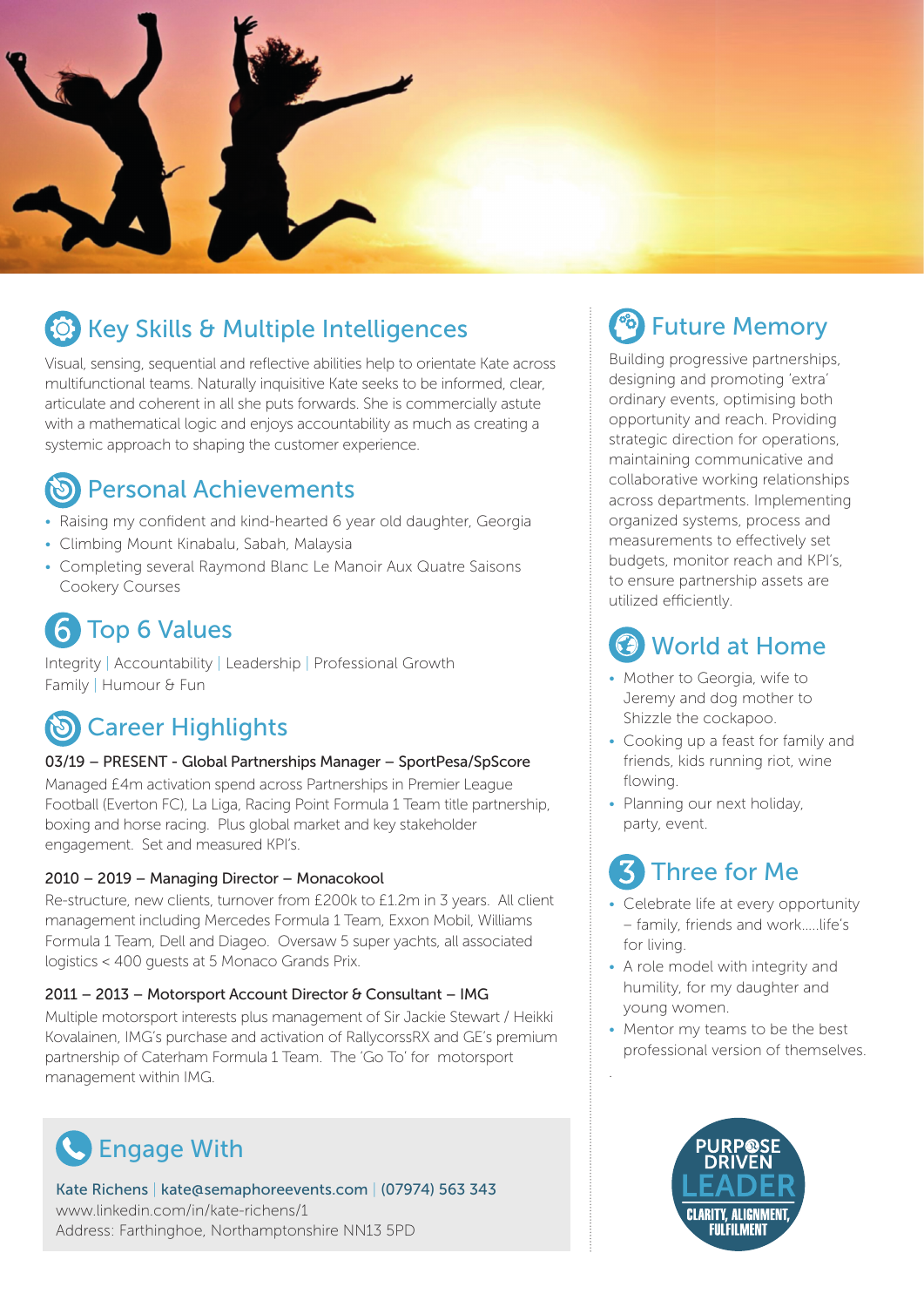## Key Skills & Multiple Intelligences

Visual, sensing, sequential and reflective abilities help to orientate Kate across multifunctional teams. Naturally inquisitive Kate seeks to be informed, clear, articulate and coherent in all she puts forwards. She is commercially astute with a mathematical logic and enjoys accountability as much as creating a systemic approach to shaping the customer experience.

## Personal Achievements

- Raising my confident and kind-hearted 6 year old daughter, Georgia
- Climbing Mount Kinabalu, Sabah, Malaysia
- Completing several Raymond Blanc Le Manoir Aux Quatre Saisons Cookery Courses

## Top 6 Values

Integrity | Accountability | Leadership | Professional Growth
Family | Humour & Fun

## Career Highlights

**03/19 – PRESENT - Global Partnerships Manager – SportPesa/SpScore**

Managed £4m activation spend across Partnerships in Premier League Football (Everton FC), La Liga, Racing Point Formula 1 Team title partnership, boxing and horse racing. Plus global market and key stakeholder engagement. Set and measured KPI's.

**2010 – 2019 – Managing Director – Monacokool**

Re-structure, new clients, turnover from £200k to £1.2m in 3 years. All client management including Mercedes Formula 1 Team, Exxon Mobil, Williams Formula 1 Team, Dell and Diageo. Oversaw 5 super yachts, all associated logistics < 400 guests at 5 Monaco Grands Prix.

**2011 – 2013 – Motorsport Account Director & Consultant – IMG**

Multiple motorsport interests plus management of Sir Jackie Stewart / Heikki Kovalainen, IMG's purchase and activation of RallycorssRX and GE's premium partnership of Caterham Formula 1 Team. The 'Go To' for motorsport management within IMG.

## Engage With

Kate Richens | kate@semaphoreevents.com | (07974) 563 343
www.linkedin.com/in/kate-richens/1
Address: Farthinghoe, Northamptonshire NN13 5PD

## Future Memory

Building progressive partnerships, designing and promoting 'extra' ordinary events, optimising both opportunity and reach. Providing strategic direction for operations, maintaining communicative and collaborative working relationships across departments. Implementing organized systems, process and measurements to effectively set budgets, monitor reach and KPI's, to ensure partnership assets are utilized efficiently.

## World at Home

- Mother to Georgia, wife to Jeremy and dog mother to Shizzle the cockapoo.
- Cooking up a feast for family and friends, kids running riot, wine flowing.
- Planning our next holiday, party, event.

## Three for Me

- Celebrate life at every opportunity – family, friends and work.....life's for living.
- A role model with integrity and humility, for my daughter and young women.
- Mentor my teams to be the best professional version of themselves.

PURPOSE DRIVEN LEADER
CLARITY, ALIGNMENT, FULFILMENT